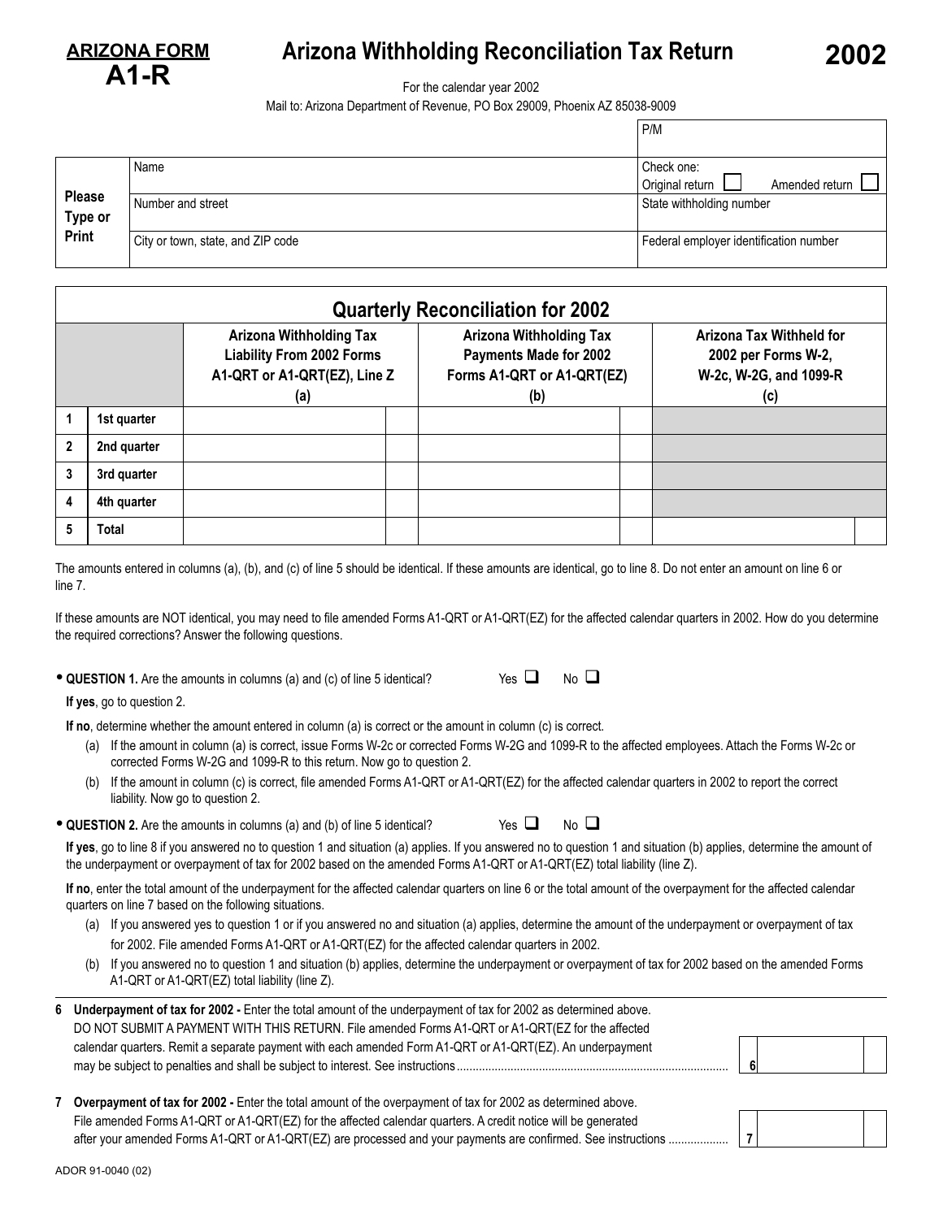**ARIZONA FORM**
**A1-R**

# Arizona Withholding Reconciliation Tax Return

**2002**

For the calendar year 2002

Mail to: Arizona Department of Revenue, PO Box 29009, Phoenix AZ 85038-9009

| | | P/M |
|---|---|---|
| **Please Type or Print** | Name | Check one: Original return ☐ Amended return ☐ |
| | Number and street | State withholding number |
| | City or town, state, and ZIP code | Federal employer identification number |

## Quarterly Reconciliation for 2002

| | | Arizona Withholding Tax Liability From 2002 Forms A1-QRT or A1-QRT(EZ), Line Z (a) | Arizona Withholding Tax Payments Made for 2002 Forms A1-QRT or A1-QRT(EZ) (b) | Arizona Tax Withheld for 2002 per Forms W-2, W-2c, W-2G, and 1099-R (c) |
|---|---|---|---|---|
| 1 | 1st quarter | | | |
| 2 | 2nd quarter | | | |
| 3 | 3rd quarter | | | |
| 4 | 4th quarter | | | |
| 5 | Total | | | |

The amounts entered in columns (a), (b), and (c) of line 5 should be identical. If these amounts are identical, go to line 8. Do not enter an amount on line 6 or line 7.

If these amounts are NOT identical, you may need to file amended Forms A1-QRT or A1-QRT(EZ) for the affected calendar quarters in 2002. How do you determine the required corrections? Answer the following questions.

- **QUESTION 1.** Are the amounts in columns (a) and (c) of line 5 identical? Yes ☐ No ☐

**If yes**, go to question 2.

**If no**, determine whether the amount entered in column (a) is correct or the amount in column (c) is correct.

(a) If the amount in column (a) is correct, issue Forms W-2c or corrected Forms W-2G and 1099-R to the affected employees. Attach the Forms W-2c or corrected Forms W-2G and 1099-R to this return. Now go to question 2.

(b) If the amount in column (c) is correct, file amended Forms A1-QRT or A1-QRT(EZ) for the affected calendar quarters in 2002 to report the correct liability. Now go to question 2.

- **QUESTION 2.** Are the amounts in columns (a) and (b) of line 5 identical? Yes ☐ No ☐

**If yes**, go to line 8 if you answered no to question 1 and situation (a) applies. If you answered no to question 1 and situation (b) applies, determine the amount of the underpayment or overpayment of tax for 2002 based on the amended Forms A1-QRT or A1-QRT(EZ) total liability (line Z).

**If no**, enter the total amount of the underpayment for the affected calendar quarters on line 6 or the total amount of the overpayment for the affected calendar quarters on line 7 based on the following situations.

(a) If you answered yes to question 1 or if you answered no and situation (a) applies, determine the amount of the underpayment or overpayment of tax for 2002. File amended Forms A1-QRT or A1-QRT(EZ) for the affected calendar quarters in 2002.

(b) If you answered no to question 1 and situation (b) applies, determine the underpayment or overpayment of tax for 2002 based on the amended Forms A1-QRT or A1-QRT(EZ) total liability (line Z).

**6 Underpayment of tax for 2002 -** Enter the total amount of the underpayment of tax for 2002 as determined above. DO NOT SUBMIT A PAYMENT WITH THIS RETURN. File amended Forms A1-QRT or A1-QRT(EZ for the affected calendar quarters. Remit a separate payment with each amended Form A1-QRT or A1-QRT(EZ). An underpayment may be subject to penalties and shall be subject to interest. See instructions .................... **6**

**7 Overpayment of tax for 2002 -** Enter the total amount of the overpayment of tax for 2002 as determined above. File amended Forms A1-QRT or A1-QRT(EZ) for the affected calendar quarters. A credit notice will be generated after your amended Forms A1-QRT or A1-QRT(EZ) are processed and your payments are confirmed. See instructions .................. **7**

ADOR 91-0040 (02)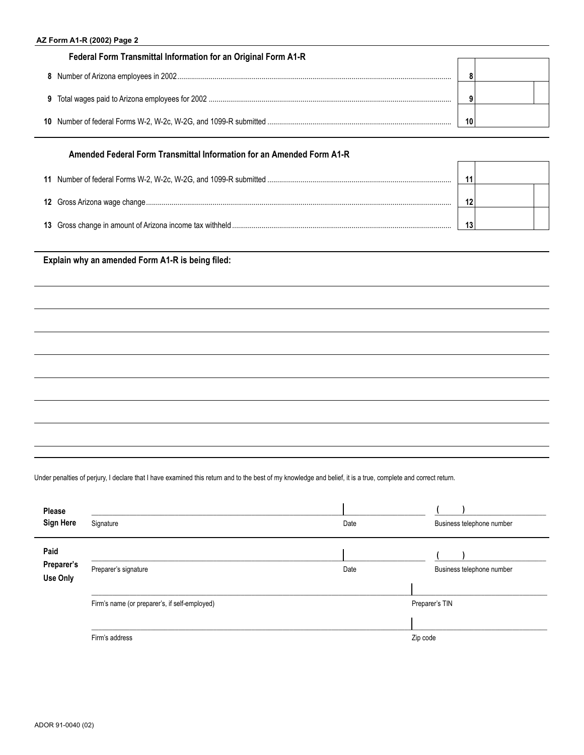**AZ Form A1-R (2002) Page 2**

### Federal Form Transmittal Information for an Original Form A1-R

| | | | |
|---|---|---|---|
| 8 | Number of Arizona employees in 2002 | 8 | |
| 9 | Total wages paid to Arizona employees for 2002 | 9 | |
| 10 | Number of federal Forms W-2, W-2c, W-2G, and 1099-R submitted | 10 | |

### Amended Federal Form Transmittal Information for an Amended Form A1-R

| | | | |
|---|---|---|---|
| 11 | Number of federal Forms W-2, W-2c, W-2G, and 1099-R submitted | 11 | |
| 12 | Gross Arizona wage change | 12 | |
| 13 | Gross change in amount of Arizona income tax withheld | 13 | |

**Explain why an amended Form A1-R is being filed:**

Under penalties of perjury, I declare that I have examined this return and to the best of my knowledge and belief, it is a true, complete and correct return.

**Please Sign Here**

Signature | Date | ( ) Business telephone number

**Paid Preparer's Use Only**

Preparer's signature | Date | ( ) Business telephone number

Firm's name (or preparer's, if self-employed) | Preparer's TIN

Firm's address | Zip code

ADOR 91-0040 (02)